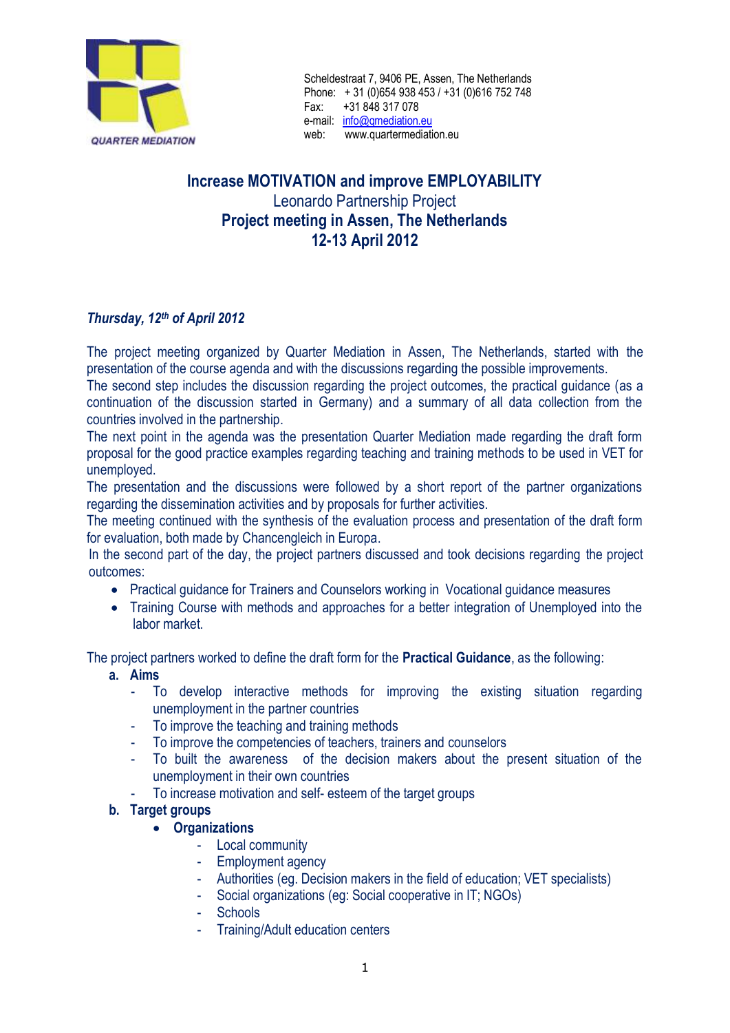QUARTER MEDIATION

Scheldestraat 7, 9406 PE, Assen, The Netherlands
Phone: + 31 (0)654 938 453 / +31 (0)616 752 748
Fax: +31 848 317 078
e-mail: info@qmediation.eu
web: www.quartermediation.eu

# Increase MOTIVATION and improve EMPLOYABILITY

Leonardo Partnership Project

**Project meeting in Assen, The Netherlands**

**12-13 April 2012**

***Thursday, 12th of April 2012***

The project meeting organized by Quarter Mediation in Assen, The Netherlands, started with the presentation of the course agenda and with the discussions regarding the possible improvements.

The second step includes the discussion regarding the project outcomes, the practical guidance (as a continuation of the discussion started in Germany) and a summary of all data collection from the countries involved in the partnership.

The next point in the agenda was the presentation Quarter Mediation made regarding the draft form proposal for the good practice examples regarding teaching and training methods to be used in VET for unemployed.

The presentation and the discussions were followed by a short report of the partner organizations regarding the dissemination activities and by proposals for further activities.

The meeting continued with the synthesis of the evaluation process and presentation of the draft form for evaluation, both made by Chancengleich in Europa.

In the second part of the day, the project partners discussed and took decisions regarding the project outcomes:

- Practical guidance for Trainers and Counselors working in Vocational guidance measures
- Training Course with methods and approaches for a better integration of Unemployed into the labor market.

The project partners worked to define the draft form for the **Practical Guidance**, as the following:

a. **Aims**
   - To develop interactive methods for improving the existing situation regarding unemployment in the partner countries
   - To improve the teaching and training methods
   - To improve the competencies of teachers, trainers and counselors
   - To built the awareness of the decision makers about the present situation of the unemployment in their own countries
   - To increase motivation and self- esteem of the target groups
b. **Target groups**
   - **Organizations**
     - Local community
     - Employment agency
     - Authorities (eg. Decision makers in the field of education; VET specialists)
     - Social organizations (eg: Social cooperative in IT; NGOs)
     - Schools
     - Training/Adult education centers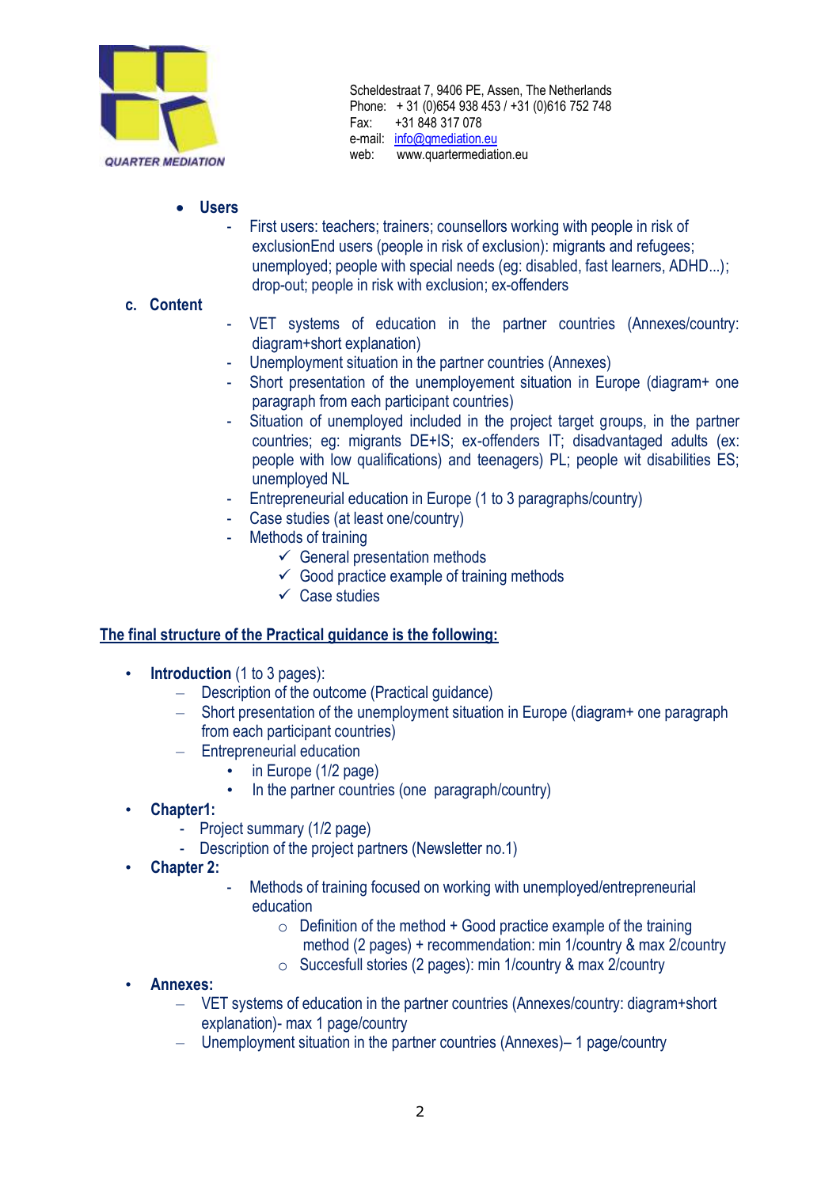- **Users**
  - First users: teachers; trainers; counsellors working with people in risk of exclusionEnd users (people in risk of exclusion): migrants and refugees; unemployed; people with special needs (eg: disabled, fast learners, ADHD...); drop-out; people in risk with exclusion; ex-offenders

**c. Content**

- VET systems of education in the partner countries (Annexes/country: diagram+short explanation)
- Unemployment situation in the partner countries (Annexes)
- Short presentation of the unemployement situation in Europe (diagram+ one paragraph from each participant countries)
- Situation of unemployed included in the project target groups, in the partner countries; eg: migrants DE+IS; ex-offenders IT; disadvantaged adults (ex: people with low qualifications) and teenagers) PL; people wit disabilities ES; unemployed NL
- Entrepreneurial education in Europe (1 to 3 paragraphs/country)
- Case studies (at least one/country)
- Methods of training
  - ✓ General presentation methods
  - ✓ Good practice example of training methods
  - ✓ Case studies

<u>**The final structure of the Practical guidance is the following:**</u>

- **Introduction** (1 to 3 pages):
  - Description of the outcome (Practical guidance)
  - Short presentation of the unemployment situation in Europe (diagram+ one paragraph from each participant countries)
  - Entrepreneurial education
    - in Europe (1/2 page)
    - In the partner countries (one paragraph/country)
- **Chapter1:**
  - Project summary (1/2 page)
  - Description of the project partners (Newsletter no.1)
- **Chapter 2:**
  - Methods of training focused on working with unemployed/entrepreneurial education
    - Definition of the method + Good practice example of the training method (2 pages) + recommendation: min 1/country & max 2/country
    - Succesfull stories (2 pages): min 1/country & max 2/country
- **Annexes:**
  - VET systems of education in the partner countries (Annexes/country: diagram+short explanation)- max 1 page/country
  - Unemployment situation in the partner countries (Annexes)– 1 page/country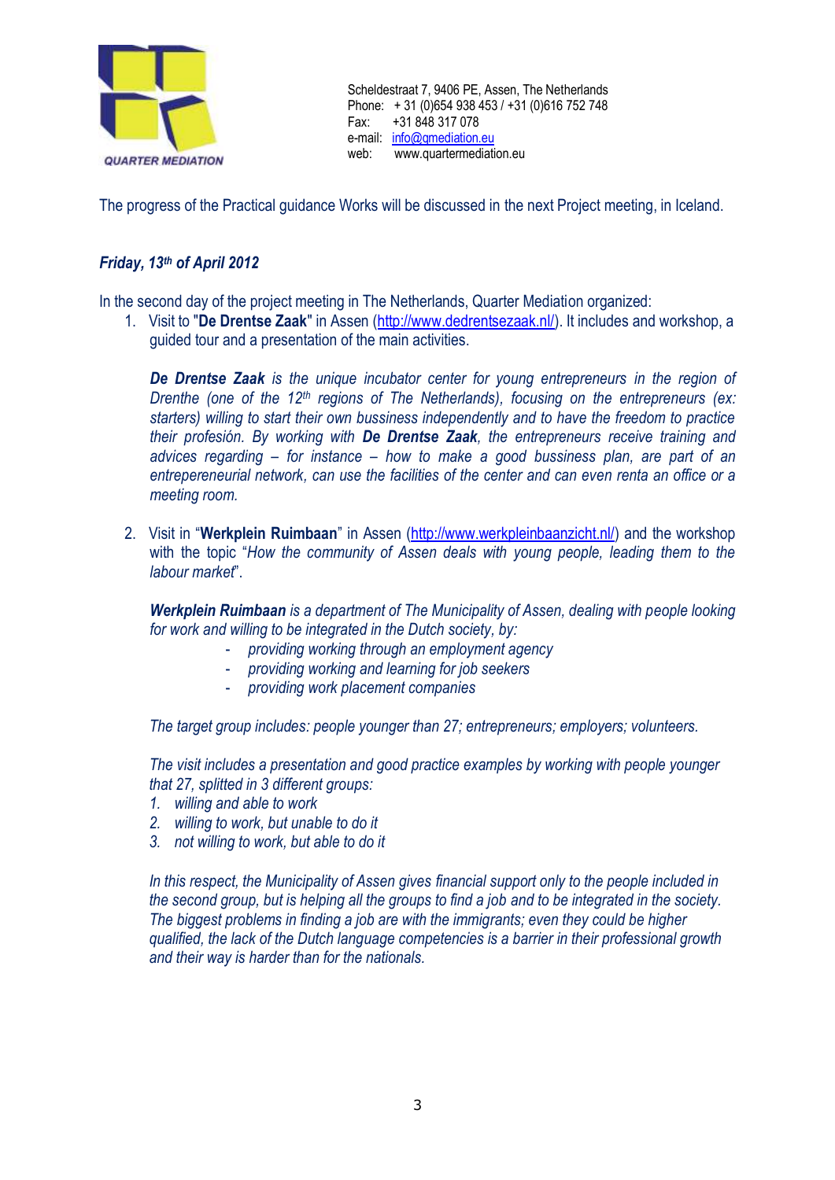The progress of the Practical guidance Works will be discussed in the next Project meeting, in Iceland.

***Friday, 13th of April 2012***

In the second day of the project meeting in The Netherlands, Quarter Mediation organized:

1. Visit to "**De Drentse Zaak**" in Assen (http://www.dedrentsezaak.nl/). It includes and workshop, a guided tour and a presentation of the main activities.

   ***De Drentse Zaak*** *is the unique incubator center for young entrepreneurs in the region of Drenthe (one of the 12th regions of The Netherlands), focusing on the entrepreneurs (ex: starters) willing to start their own bussiness independently and to have the freedom to practice their profesión. By working with* ***De Drentse Zaak****, the entrepreneurs receive training and advices regarding – for instance – how to make a good bussiness plan, are part of an entrepereneurial network, can use the facilities of the center and can even renta an office or a meeting room.*

2. Visit in "**Werkplein Ruimbaan**" in Assen (http://www.werkpleinbaanzicht.nl/) and the workshop with the topic "*How the community of Assen deals with young people, leading them to the labour market*".

   ***Werkplein Ruimbaan*** *is a department of The Municipality of Assen, dealing with people looking for work and willing to be integrated in the Dutch society, by:*

   - *providing working through an employment agency*
   - *providing working and learning for job seekers*
   - *providing work placement companies*

   *The target group includes: people younger than 27; entrepreneurs; employers; volunteers.*

   *The visit includes a presentation and good practice examples by working with people younger that 27, splitted in 3 different groups:*

   1. *willing and able to work*
   2. *willing to work, but unable to do it*
   3. *not willing to work, but able to do it*

   *In this respect, the Municipality of Assen gives financial support only to the people included in the second group, but is helping all the groups to find a job and to be integrated in the society. The biggest problems in finding a job are with the immigrants; even they could be higher qualified, the lack of the Dutch language competencies is a barrier in their professional growth and their way is harder than for the nationals.*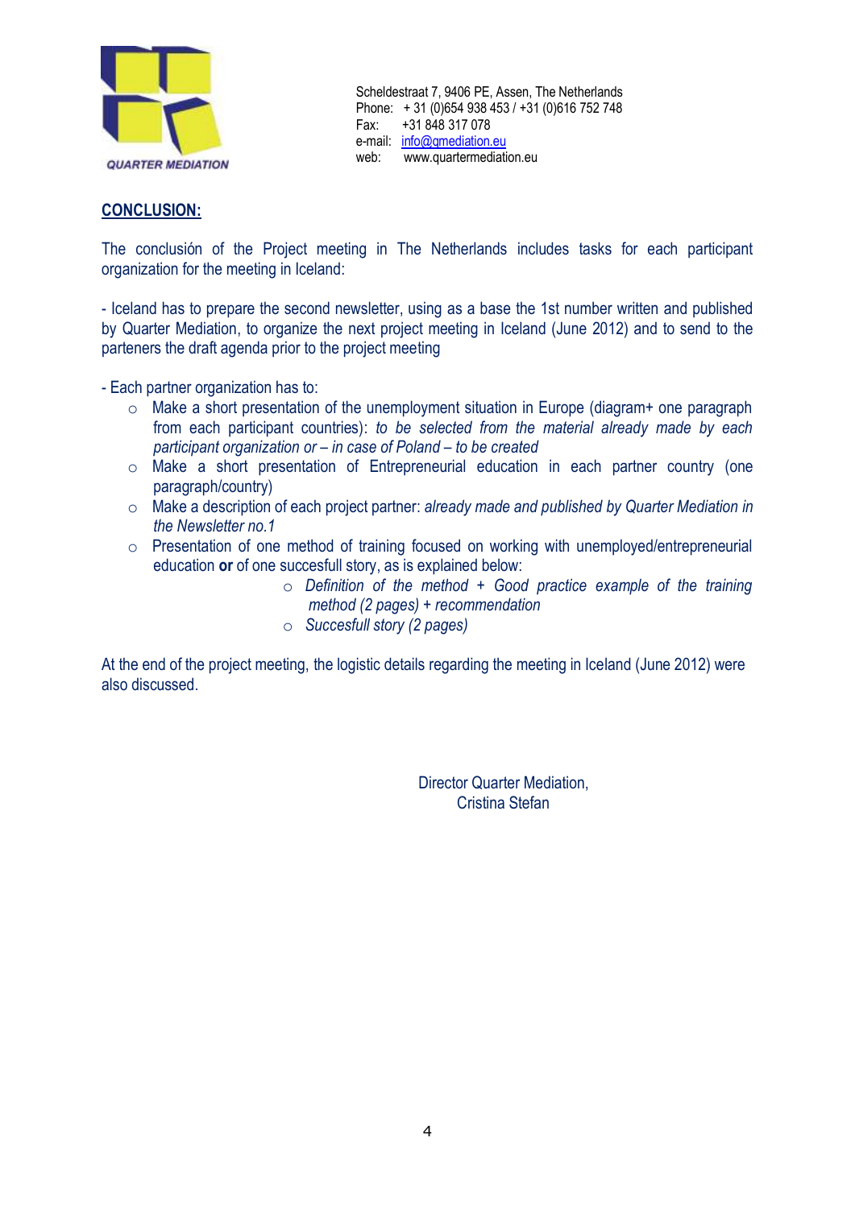QUARTER MEDIATION

Scheldestraat 7, 9406 PE, Assen, The Netherlands
Phone: + 31 (0)654 938 453 / +31 (0)616 752 748
Fax: +31 848 317 078
e-mail: info@qmediation.eu
web: www.quartermediation.eu

## CONCLUSION:

The conclusión of the Project meeting in The Netherlands includes tasks for each participant organization for the meeting in Iceland:

- Iceland has to prepare the second newsletter, using as a base the 1st number written and published by Quarter Mediation, to organize the next project meeting in Iceland (June 2012) and to send to the parteners the draft agenda prior to the project meeting

- Each partner organization has to:
  - Make a short presentation of the unemployment situation in Europe (diagram+ one paragraph from each participant countries): *to be selected from the material already made by each participant organization or – in case of Poland – to be created*
  - Make a short presentation of Entrepreneurial education in each partner country (one paragraph/country)
  - Make a description of each project partner: *already made and published by Quarter Mediation in the Newsletter no.1*
  - Presentation of one method of training focused on working with unemployed/entrepreneurial education **or** of one succesfull story, as is explained below:
    - *Definition of the method + Good practice example of the training method (2 pages) + recommendation*
    - *Succesfull story (2 pages)*

At the end of the project meeting, the logistic details regarding the meeting in Iceland (June 2012) were also discussed.

Director Quarter Mediation,
Cristina Stefan